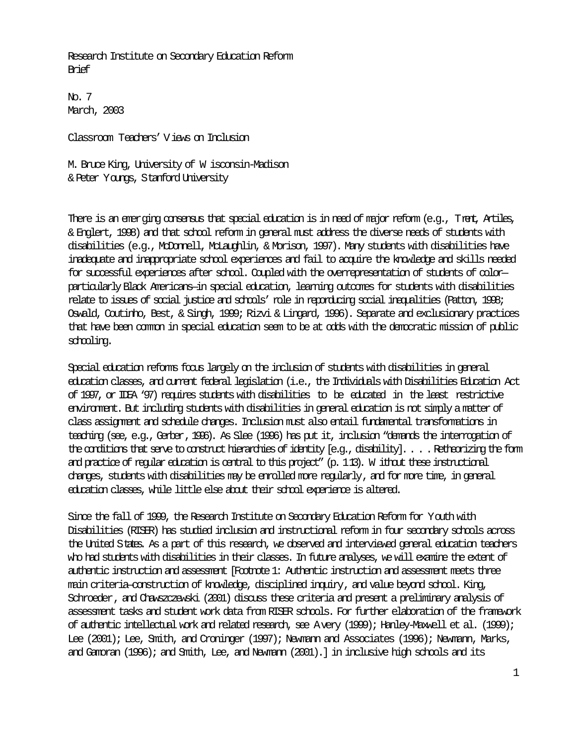Research Institute on Secondary Education Reform
Brief

No. 7
March, 2003

# Classroom Teachers' Views on Inclusion

M. Bruce King, University of Wisconsin-Madison
& Peter Youngs, Stanford University

There is an emerging consensus that special education is in need of major reform (e.g., Trent, Artiles, & Englert, 1998) and that school reform in general must address the diverse needs of students with disabilities (e.g., McDonnell, McLaughlin, & Morison, 1997). Many students with disabilities have inadequate and inappropriate school experiences and fail to acquire the knowledge and skills needed for successful experiences after school. Coupled with the overrepresentation of students of color—particularly Black Americans—in special education, learning outcomes for students with disabilities relate to issues of social justice and schools' role in reproducing social inequalities (Patton, 1998; Oswald, Coutinho, Best, & Singh, 1999; Rizvi & Lingard, 1996). Separate and exclusionary practices that have been common in special education seem to be at odds with the democratic mission of public schooling.

Special education reforms focus largely on the inclusion of students with disabilities in general education classes, and current federal legislation (i.e., the Individuals with Disabilities Education Act of 1997, or IDEA '97) requires students with disabilities to be educated in the least restrictive environment. But including students with disabilities in general education is not simply a matter of class assignment and schedule changes. Inclusion must also entail fundamental transformations in teaching (see, e.g., Gerber, 1996). As Slee (1996) has put it, inclusion "demands the interrogation of the conditions that serve to construct hierarchies of identity [e.g., disability]. . . . Retheorizing the form and practice of regular education is central to this project" (p. 113). Without these instructional changes, students with disabilities may be enrolled more regularly, and for more time, in general education classes, while little else about their school experience is altered.

Since the fall of 1999, the Research Institute on Secondary Education Reform for Youth with Disabilities (RISER) has studied inclusion and instructional reform in four secondary schools across the United States. As a part of this research, we observed and interviewed general education teachers who had students with disabilities in their classes. In future analyses, we will examine the extent of authentic instruction and assessment [Footnote 1: Authentic instruction and assessment meets three main criteria—construction of knowledge, disciplined inquiry, and value beyond school. King, Schroeder, and Chawszczewski (2001) discuss these criteria and present a preliminary analysis of assessment tasks and student work data from RISER schools. For further elaboration of the framework of authentic intellectual work and related research, see Avery (1999); Hanley-Maxwell et al. (1999); Lee (2001); Lee, Smith, and Croninger (1997); Newmann and Associates (1996); Newmann, Marks, and Gamoran (1996); and Smith, Lee, and Newmann (2001).] in inclusive high schools and its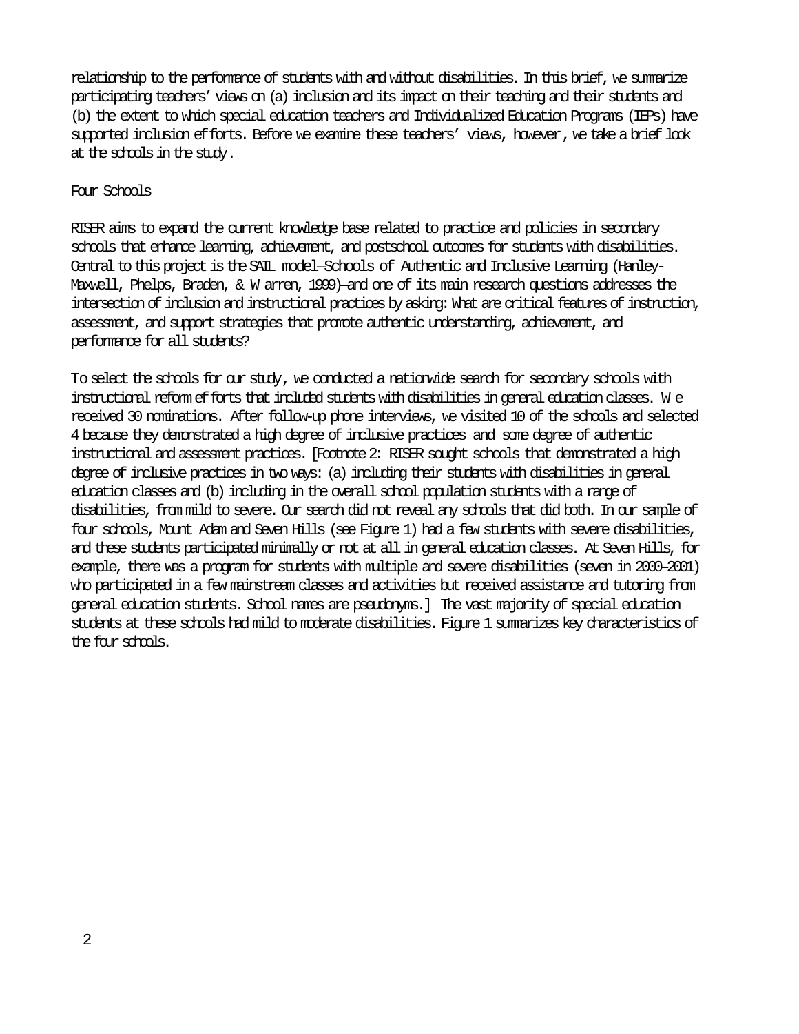relationship to the performance of students with and without disabilities. In this brief, we summarize participating teachers' views on (a) inclusion and its impact on their teaching and their students and (b) the extent to which special education teachers and Individualized Education Programs (IEPs) have supported inclusion efforts. Before we examine these teachers' views, however, we take a brief look at the schools in the study.

## Four Schools

RISER aims to expand the current knowledge base related to practice and policies in secondary schools that enhance learning, achievement, and postschool outcomes for students with disabilities. Central to this project is the SAIL model—Schools of Authentic and Inclusive Learning (Hanley-Maxwell, Phelps, Braden, & Warren, 1999)—and one of its main research questions addresses the intersection of inclusion and instructional practices by asking: What are critical features of instruction, assessment, and support strategies that promote authentic understanding, achievement, and performance for all students?

To select the schools for our study, we conducted a nationwide search for secondary schools with instructional reform efforts that included students with disabilities in general education classes. We received 30 nominations. After follow-up phone interviews, we visited 10 of the schools and selected 4 because they demonstrated a high degree of inclusive practices and some degree of authentic instructional and assessment practices. [Footnote 2: RISER sought schools that demonstrated a high degree of inclusive practices in two ways: (a) including their students with disabilities in general education classes and (b) including in the overall school population students with a range of disabilities, from mild to severe. Our search did not reveal any schools that did both. In our sample of four schools, Mount Adam and Seven Hills (see Figure 1) had a few students with severe disabilities, and these students participated minimally or not at all in general education classes. At Seven Hills, for example, there was a program for students with multiple and severe disabilities (seven in 2000–2001) who participated in a few mainstream classes and activities but received assistance and tutoring from general education students. School names are pseudonyms.] The vast majority of special education students at these schools had mild to moderate disabilities. Figure 1 summarizes key characteristics of the four schools.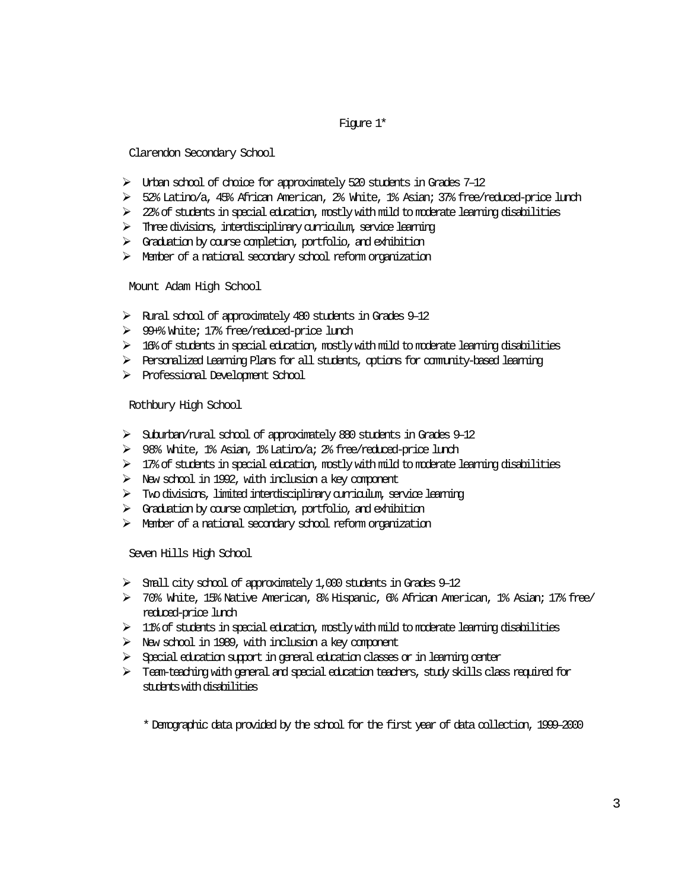Figure 1*

Clarendon Secondary School

- Urban school of choice for approximately 520 students in Grades 7–12
- 52% Latino/a, 45% African American, 2% White, 1% Asian; 37% free/reduced-price lunch
- 22% of students in special education, mostly with mild to moderate learning disabilities
- Three divisions, interdisciplinary curriculum, service learning
- Graduation by course completion, portfolio, and exhibition
- Member of a national secondary school reform organization

Mount Adam High School

- Rural school of approximately 480 students in Grades 9–12
- 99+% White; 17% free/reduced-price lunch
- 16% of students in special education, mostly with mild to moderate learning disabilities
- Personalized Learning Plans for all students, options for community-based learning
- Professional Development School

Rothbury High School

- Suburban/rural school of approximately 880 students in Grades 9–12
- 98% White, 1% Asian, 1% Latino/a; 2% free/reduced-price lunch
- 17% of students in special education, mostly with mild to moderate learning disabilities
- New school in 1992, with inclusion a key component
- Two divisions, limited interdisciplinary curriculum, service learning
- Graduation by course completion, portfolio, and exhibition
- Member of a national secondary school reform organization

Seven Hills High School

- Small city school of approximately 1,000 students in Grades 9–12
- 70% White, 15% Native American, 8% Hispanic, 6% African American, 1% Asian; 17% free/reduced-price lunch
- 11% of students in special education, mostly with mild to moderate learning disabilities
- New school in 1989, with inclusion a key component
- Special education support in general education classes or in learning center
- Team-teaching with general and special education teachers, study skills class required for students with disabilities

\* Demographic data provided by the school for the first year of data collection, 1999–2000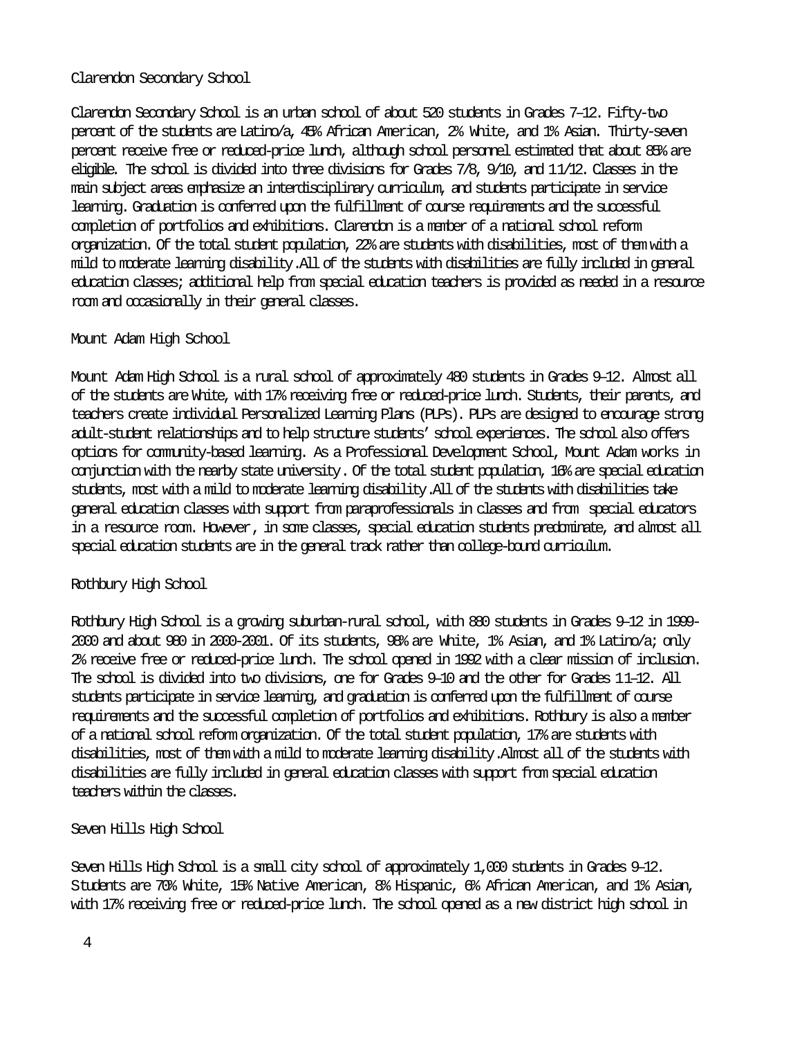### Clarendon Secondary School

Clarendon Secondary School is an urban school of about 520 students in Grades 7–12. Fifty-two percent of the students are Latino/a, 45% African American, 2% White, and 1% Asian. Thirty-seven percent receive free or reduced-price lunch, although school personnel estimated that about 85% are eligible. The school is divided into three divisions for Grades 7/8, 9/10, and 11/12. Classes in the main subject areas emphasize an interdisciplinary curriculum, and students participate in service learning. Graduation is conferred upon the fulfillment of course requirements and the successful completion of portfolios and exhibitions. Clarendon is a member of a national school reform organization. Of the total student population, 22% are students with disabilities, most of them with a mild to moderate learning disability. All of the students with disabilities are fully included in general education classes; additional help from special education teachers is provided as needed in a resource room and occasionally in their general classes.

### Mount Adam High School

Mount Adam High School is a rural school of approximately 480 students in Grades 9–12. Almost all of the students are White, with 17% receiving free or reduced-price lunch. Students, their parents, and teachers create individual Personalized Learning Plans (PLPs). PLPs are designed to encourage strong adult-student relationships and to help structure students' school experiences. The school also offers options for community-based learning. As a Professional Development School, Mount Adam works in conjunction with the nearby state university. Of the total student population, 16% are special education students, most with a mild to moderate learning disability. All of the students with disabilities take general education classes with support from paraprofessionals in classes and from special educators in a resource room. However, in some classes, special education students predominate, and almost all special education students are in the general track rather than college-bound curriculum.

### Rothbury High School

Rothbury High School is a growing suburban-rural school, with 880 students in Grades 9–12 in 1999-2000 and about 980 in 2000-2001. Of its students, 98% are White, 1% Asian, and 1% Latino/a; only 2% receive free or reduced-price lunch. The school opened in 1992 with a clear mission of inclusion. The school is divided into two divisions, one for Grades 9–10 and the other for Grades 11–12. All students participate in service learning, and graduation is conferred upon the fulfillment of course requirements and the successful completion of portfolios and exhibitions. Rothbury is also a member of a national school reform organization. Of the total student population, 17% are students with disabilities, most of them with a mild to moderate learning disability. Almost all of the students with disabilities are fully included in general education classes with support from special education teachers within the classes.

### Seven Hills High School

Seven Hills High School is a small city school of approximately 1,000 students in Grades 9–12. Students are 70% White, 15% Native American, 8% Hispanic, 6% African American, and 1% Asian, with 17% receiving free or reduced-price lunch. The school opened as a new district high school in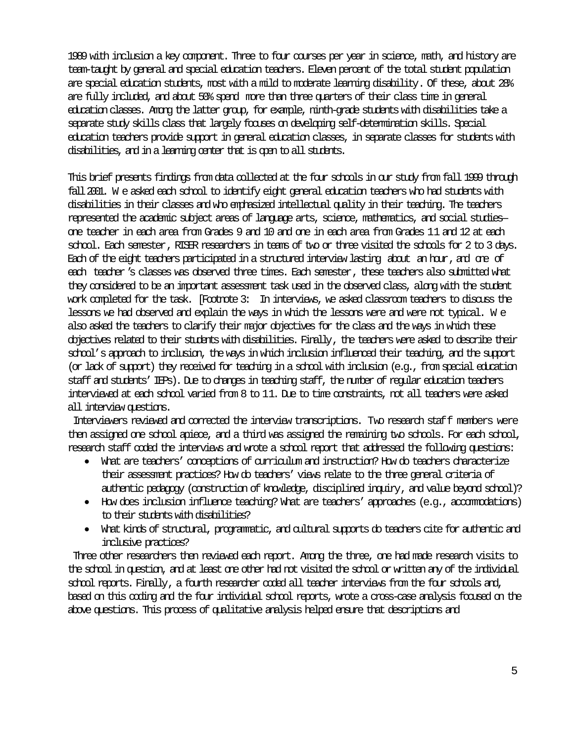1989 with inclusion a key component. Three to four courses per year in science, math, and history are team-taught by general and special education teachers. Eleven percent of the total student population are special education students, most with a mild to moderate learning disability. Of these, about 28% are fully included, and about 50% spend more than three quarters of their class time in general education classes. Among the latter group, for example, ninth-grade students with disabilities take a separate study skills class that largely focuses on developing self-determination skills. Special education teachers provide support in general education classes, in separate classes for students with disabilities, and in a learning center that is open to all students.

This brief presents findings from data collected at the four schools in our study from fall 1999 through fall 2001. We asked each school to identify eight general education teachers who had students with disabilities in their classes and who emphasized intellectual quality in their teaching. The teachers represented the academic subject areas of language arts, science, mathematics, and social studies—one teacher in each area from Grades 9 and 10 and one in each area from Grades 11 and 12 at each school. Each semester, RISER researchers in teams of two or three visited the schools for 2 to 3 days. Each of the eight teachers participated in a structured interview lasting about an hour, and one of each teacher's classes was observed three times. Each semester, these teachers also submitted what they considered to be an important assessment task used in the observed class, along with the student work completed for the task. [Footnote 3: In interviews, we asked classroom teachers to discuss the lessons we had observed and explain the ways in which the lessons were and were not typical. We also asked the teachers to clarify their major objectives for the class and the ways in which these objectives related to their students with disabilities. Finally, the teachers were asked to describe their school's approach to inclusion, the ways in which inclusion influenced their teaching, and the support (or lack of support) they received for teaching in a school with inclusion (e.g., from special education staff and students' IEPs). Due to changes in teaching staff, the number of regular education teachers interviewed at each school varied from 8 to 11. Due to time constraints, not all teachers were asked all interview questions.

Interviewers reviewed and corrected the interview transcriptions. Two research staff members were then assigned one school apiece, and a third was assigned the remaining two schools. For each school, research staff coded the interviews and wrote a school report that addressed the following questions:

- What are teachers' conceptions of curriculum and instruction? How do teachers characterize their assessment practices? How do teachers' views relate to the three general criteria of authentic pedagogy (construction of knowledge, disciplined inquiry, and value beyond school)?
- How does inclusion influence teaching? What are teachers' approaches (e.g., accommodations) to their students with disabilities?
- What kinds of structural, programmatic, and cultural supports do teachers cite for authentic and inclusive practices?

Three other researchers then reviewed each report. Among the three, one had made research visits to the school in question, and at least one other had not visited the school or written any of the individual school reports. Finally, a fourth researcher coded all teacher interviews from the four schools and, based on this coding and the four individual school reports, wrote a cross-case analysis focused on the above questions. This process of qualitative analysis helped ensure that descriptions and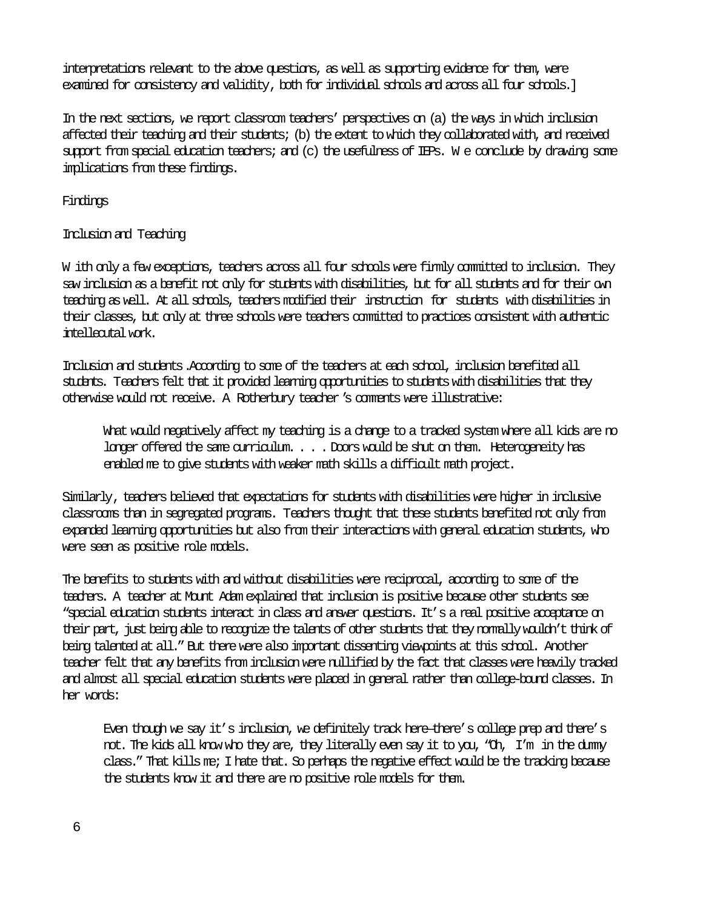interpretations relevant to the above questions, as well as supporting evidence for them, were examined for consistency and validity, both for individual schools and across all four schools.]

In the next sections, we report classroom teachers' perspectives on (a) the ways in which inclusion affected their teaching and their students; (b) the extent to which they collaborated with, and received support from special education teachers; and (c) the usefulness of IEPs. We conclude by drawing some implications from these findings.

## Findings

### Inclusion and Teaching

With only a few exceptions, teachers across all four schools were firmly committed to inclusion. They saw inclusion as a benefit not only for students with disabilities, but for all students and for their own teaching as well. At all schools, teachers modified their instruction for students with disabilities in their classes, but only at three schools were teachers committed to practices consistent with authentic intellecutal work.

Inclusion and students. According to some of the teachers at each school, inclusion benefited all students. Teachers felt that it provided learning opportunities to students with disabilities that they otherwise would not receive. A Rotherbury teacher's comments were illustrative:

> What would negatively affect my teaching is a change to a tracked system where all kids are no longer offered the same curriculum. . . . Doors would be shut on them. Heterogeneity has enabled me to give students with weaker math skills a difficult math project.

Similarly, teachers believed that expectations for students with disabilities were higher in inclusive classrooms than in segregated programs. Teachers thought that these students benefited not only from expanded learning opportunities but also from their interactions with general education students, who were seen as positive role models.

The benefits to students with and without disabilities were reciprocal, according to some of the teachers. A teacher at Mount Adam explained that inclusion is positive because other students see "special education students interact in class and answer questions. It's a real positive acceptance on their part, just being able to recognize the talents of other students that they normally wouldn't think of being talented at all." But there were also important dissenting viewpoints at this school. Another teacher felt that any benefits from inclusion were nullified by the fact that classes were heavily tracked and almost all special education students were placed in general rather than college-bound classes. In her words:

> Even though we say it's inclusion, we definitely track here—there's college prep and there's not. The kids all know who they are, they literally even say it to you, "Oh, I'm in the dummy class." That kills me; I hate that. So perhaps the negative effect would be the tracking because the students know it and there are no positive role models for them.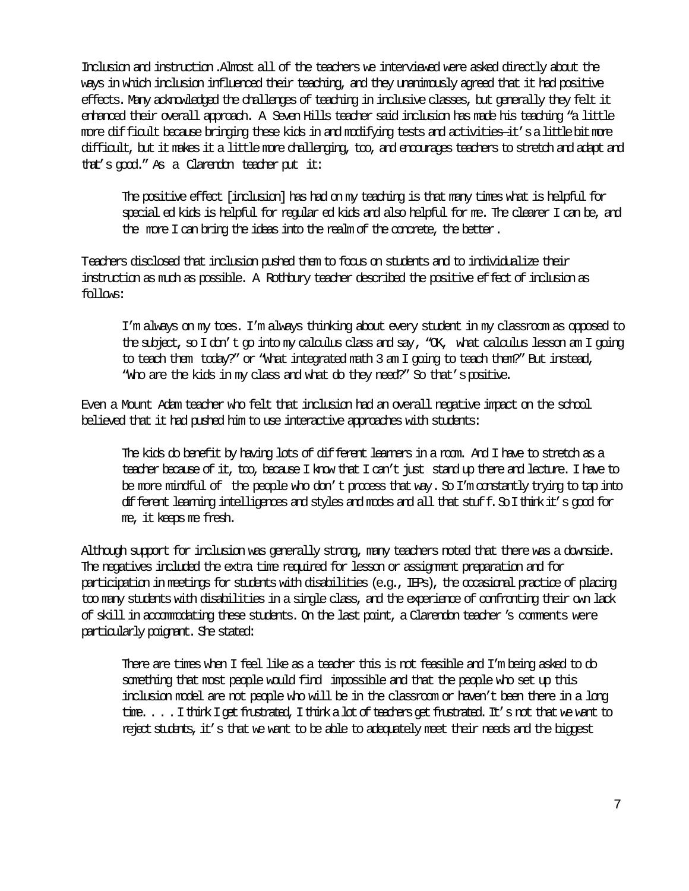Inclusion and instruction. Almost all of the teachers we interviewed were asked directly about the ways in which inclusion influenced their teaching, and they unanimously agreed that it had positive effects. Many acknowledged the challenges of teaching in inclusive classes, but generally they felt it enhanced their overall approach. A Seven Hills teacher said inclusion has made his teaching "a little more difficult because bringing these kids in and modifying tests and activities—it's a little bit more difficult, but it makes it a little more challenging, too, and encourages teachers to stretch and adapt and that's good." As a Clarendon teacher put it:

> The positive effect [inclusion] has had on my teaching is that many times what is helpful for special ed kids is helpful for regular ed kids and also helpful for me. The clearer I can be, and the more I can bring the ideas into the realm of the concrete, the better.

Teachers disclosed that inclusion pushed them to focus on students and to individualize their instruction as much as possible. A Rothbury teacher described the positive effect of inclusion as follows:

> I'm always on my toes. I'm always thinking about every student in my classroom as opposed to the subject, so I don't go into my calculus class and say, "OK, what calculus lesson am I going to teach them today?" or "What integrated math 3 am I going to teach them?" But instead, "Who are the kids in my class and what do they need?" So that's positive.

Even a Mount Adam teacher who felt that inclusion had an overall negative impact on the school believed that it had pushed him to use interactive approaches with students:

> The kids do benefit by having lots of different learners in a room. And I have to stretch as a teacher because of it, too, because I know that I can't just stand up there and lecture. I have to be more mindful of the people who don't process that way. So I'm constantly trying to tap into different learning intelligences and styles and modes and all that stuff. So I think it's good for me, it keeps me fresh.

Although support for inclusion was generally strong, many teachers noted that there was a downside. The negatives included the extra time required for lesson or assignment preparation and for participation in meetings for students with disabilities (e.g., IEPs), the occasional practice of placing too many students with disabilities in a single class, and the experience of confronting their own lack of skill in accommodating these students. On the last point, a Clarendon teacher's comments were particularly poignant. She stated:

> There are times when I feel like as a teacher this is not feasible and I'm being asked to do something that most people would find impossible and that the people who set up this inclusion model are not people who will be in the classroom or haven't been there in a long time. . . . I think I get frustrated, I think a lot of teachers get frustrated. It's not that we want to reject students, it's that we want to be able to adequately meet their needs and the biggest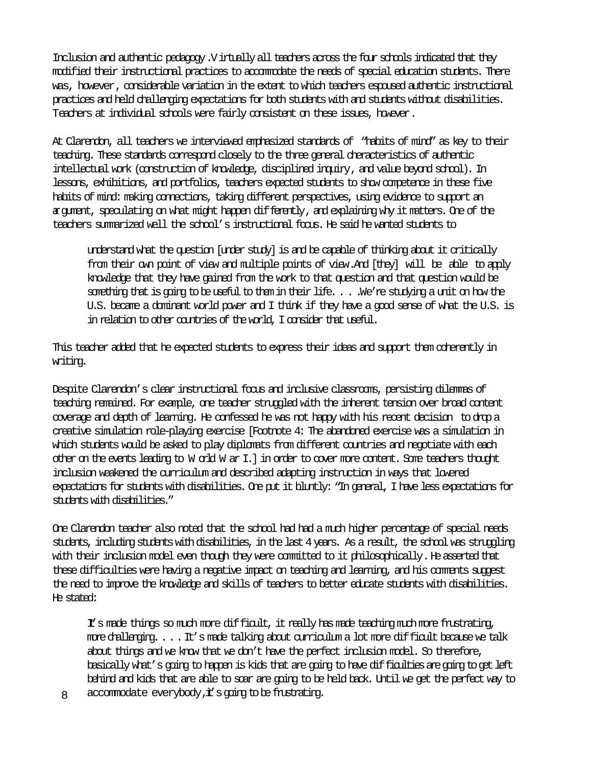Inclusion and authentic pedagogy. Virtually all teachers across the four schools indicated that they modified their instructional practices to accommodate the needs of special education students. There was, however, considerable variation in the extent to which teachers espoused authentic instructional practices and held challenging expectations for both students with and students without disabilities. Teachers at individual schools were fairly consistent on these issues, however.

At Clarendon, all teachers we interviewed emphasized standards of "habits of mind" as key to their teaching. These standards correspond closely to the three general characteristics of authentic intellectual work (construction of knowledge, disciplined inquiry, and value beyond school). In lessons, exhibitions, and portfolios, teachers expected students to show competence in these five habits of mind: making connections, taking different perspectives, using evidence to support an argument, speculating on what might happen differently, and explaining why it matters. One of the teachers summarized well the school's instructional focus. He said he wanted students to

> understand what the question [under study] is and be capable of thinking about it critically from their own point of view and multiple points of view. And [they] will be able to apply knowledge that they have gained from the work to that question and that question would be something that is going to be useful to them in their life. . . . We're studying a unit on how the U.S. became a dominant world power and I think if they have a good sense of what the U.S. is in relation to other countries of the world, I consider that useful.

This teacher added that he expected students to express their ideas and support them coherently in writing.

Despite Clarendon's clear instructional focus and inclusive classrooms, persisting dilemmas of teaching remained. For example, one teacher struggled with the inherent tension over broad content coverage and depth of learning. He confessed he was not happy with his recent decision to drop a creative simulation role-playing exercise [Footnote 4: The abandoned exercise was a simulation in which students would be asked to play diplomats from different countries and negotiate with each other on the events leading to World War I.] in order to cover more content. Some teachers thought inclusion weakened the curriculum and described adapting instruction in ways that lowered expectations for students with disabilities. One put it bluntly: "In general, I have less expectations for students with disabilities."

One Clarendon teacher also noted that the school had had a much higher percentage of special needs students, including students with disabilities, in the last 4 years. As a result, the school was struggling with their inclusion model even though they were committed to it philosophically. He asserted that these difficulties were having a negative impact on teaching and learning, and his comments suggest the need to improve the knowledge and skills of teachers to better educate students with disabilities. He stated:

> It's made things so much more difficult, it really has made teaching much more frustrating, more challenging. . . . It's made talking about curriculum a lot more difficult because we talk about things and we know that we don't have the perfect inclusion model. So therefore, basically what's going to happen is kids that are going to have difficulties are going to get left behind and kids that are able to soar are going to be held back. Until we get the perfect way to accommodate everybody, it's going to be frustrating.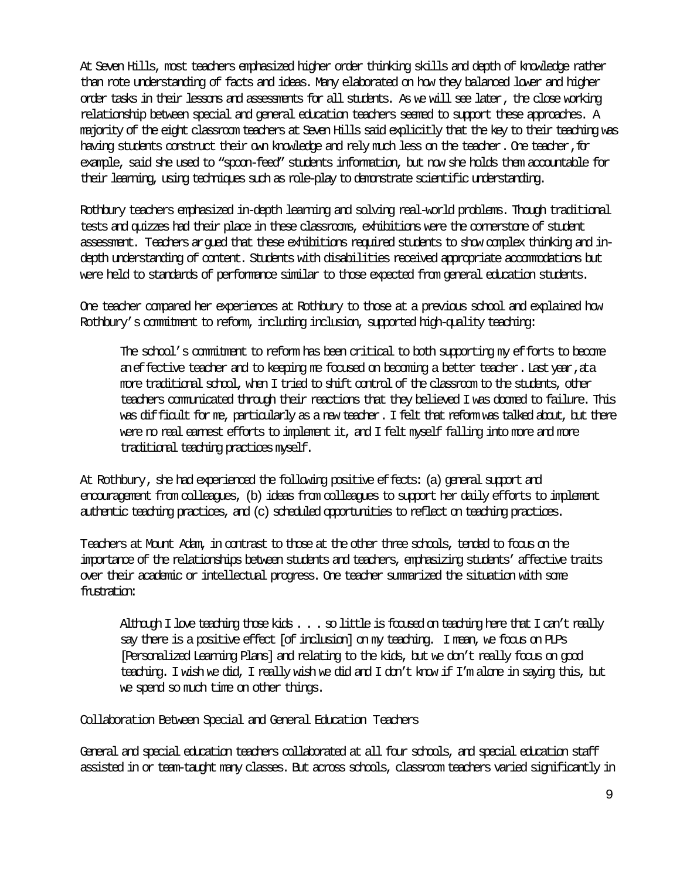At Seven Hills, most teachers emphasized higher order thinking skills and depth of knowledge rather than rote understanding of facts and ideas. Many elaborated on how they balanced lower and higher order tasks in their lessons and assessments for all students. As we will see later, the close working relationship between special and general education teachers seemed to support these approaches. A majority of the eight classroom teachers at Seven Hills said explicitly that the key to their teaching was having students construct their own knowledge and rely much less on the teacher. One teacher, for example, said she used to "spoon-feed" students information, but now she holds them accountable for their learning, using techniques such as role-play to demonstrate scientific understanding.

Rothbury teachers emphasized in-depth learning and solving real-world problems. Though traditional tests and quizzes had their place in these classrooms, exhibitions were the cornerstone of student assessment. Teachers argued that these exhibitions required students to show complex thinking and in-depth understanding of content. Students with disabilities received appropriate accommodations but were held to standards of performance similar to those expected from general education students.

One teacher compared her experiences at Rothbury to those at a previous school and explained how Rothbury's commitment to reform, including inclusion, supported high-quality teaching:

> The school's commitment to reform has been critical to both supporting my efforts to become an effective teacher and to keeping me focused on becoming a better teacher. Last year, at a more traditional school, when I tried to shift control of the classroom to the students, other teachers communicated through their reactions that they believed I was doomed to failure. This was difficult for me, particularly as a new teacher. I felt that reform was talked about, but there were no real earnest efforts to implement it, and I felt myself falling into more and more traditional teaching practices myself.

At Rothbury, she had experienced the following positive effects: (a) general support and encouragement from colleagues, (b) ideas from colleagues to support her daily efforts to implement authentic teaching practices, and (c) scheduled opportunities to reflect on teaching practices.

Teachers at Mount Adam, in contrast to those at the other three schools, tended to focus on the importance of the relationships between students and teachers, emphasizing students' affective traits over their academic or intellectual progress. One teacher summarized the situation with some frustration:

> Although I love teaching those kids . . . so little is focused on teaching here that I can't really say there is a positive effect [of inclusion] on my teaching. I mean, we focus on PLPs [Personalized Learning Plans] and relating to the kids, but we don't really focus on good teaching. I wish we did, I really wish we did and I don't know if I'm alone in saying this, but we spend so much time on other things.

Collaboration Between Special and General Education Teachers

General and special education teachers collaborated at all four schools, and special education staff assisted in or team-taught many classes. But across schools, classroom teachers varied significantly in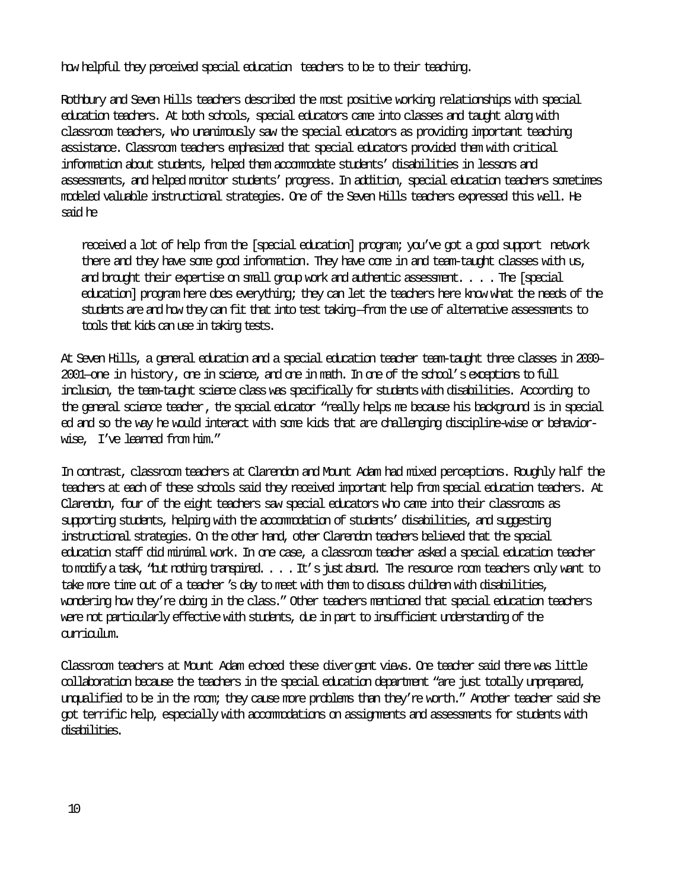how helpful they perceived special education teachers to be to their teaching.

Rothbury and Seven Hills teachers described the most positive working relationships with special education teachers. At both schools, special educators came into classes and taught along with classroom teachers, who unanimously saw the special educators as providing important teaching assistance. Classroom teachers emphasized that special educators provided them with critical information about students, helped them accommodate students' disabilities in lessons and assessments, and helped monitor students' progress. In addition, special education teachers sometimes modeled valuable instructional strategies. One of the Seven Hills teachers expressed this well. He said he

> received a lot of help from the [special education] program; you've got a good support network there and they have some good information. They have come in and team-taught classes with us, and brought their expertise on small group work and authentic assessment. . . . The [special education] program here does everything; they can let the teachers here know what the needs of the students are and how they can fit that into test taking—from the use of alternative assessments to tools that kids can use in taking tests.

At Seven Hills, a general education and a special education teacher team-taught three classes in 2000–2001—one in history, one in science, and one in math. In one of the school's exceptions to full inclusion, the team-taught science class was specifically for students with disabilities. According to the general science teacher, the special educator "really helps me because his background is in special ed and so the way he would interact with some kids that are challenging discipline-wise or behavior-wise, I've learned from him."

In contrast, classroom teachers at Clarendon and Mount Adam had mixed perceptions. Roughly half the teachers at each of these schools said they received important help from special education teachers. At Clarendon, four of the eight teachers saw special educators who came into their classrooms as supporting students, helping with the accommodation of students' disabilities, and suggesting instructional strategies. On the other hand, other Clarendon teachers believed that the special education staff did minimal work. In one case, a classroom teacher asked a special education teacher to modify a task, "but nothing transpired. . . . It's just absurd. The resource room teachers only want to take more time out of a teacher's day to meet with them to discuss children with disabilities, wondering how they're doing in the class." Other teachers mentioned that special education teachers were not particularly effective with students, due in part to insufficient understanding of the curriculum.

Classroom teachers at Mount Adam echoed these divergent views. One teacher said there was little collaboration because the teachers in the special education department "are just totally unprepared, unqualified to be in the room; they cause more problems than they're worth." Another teacher said she got terrific help, especially with accommodations on assignments and assessments for students with disabilities.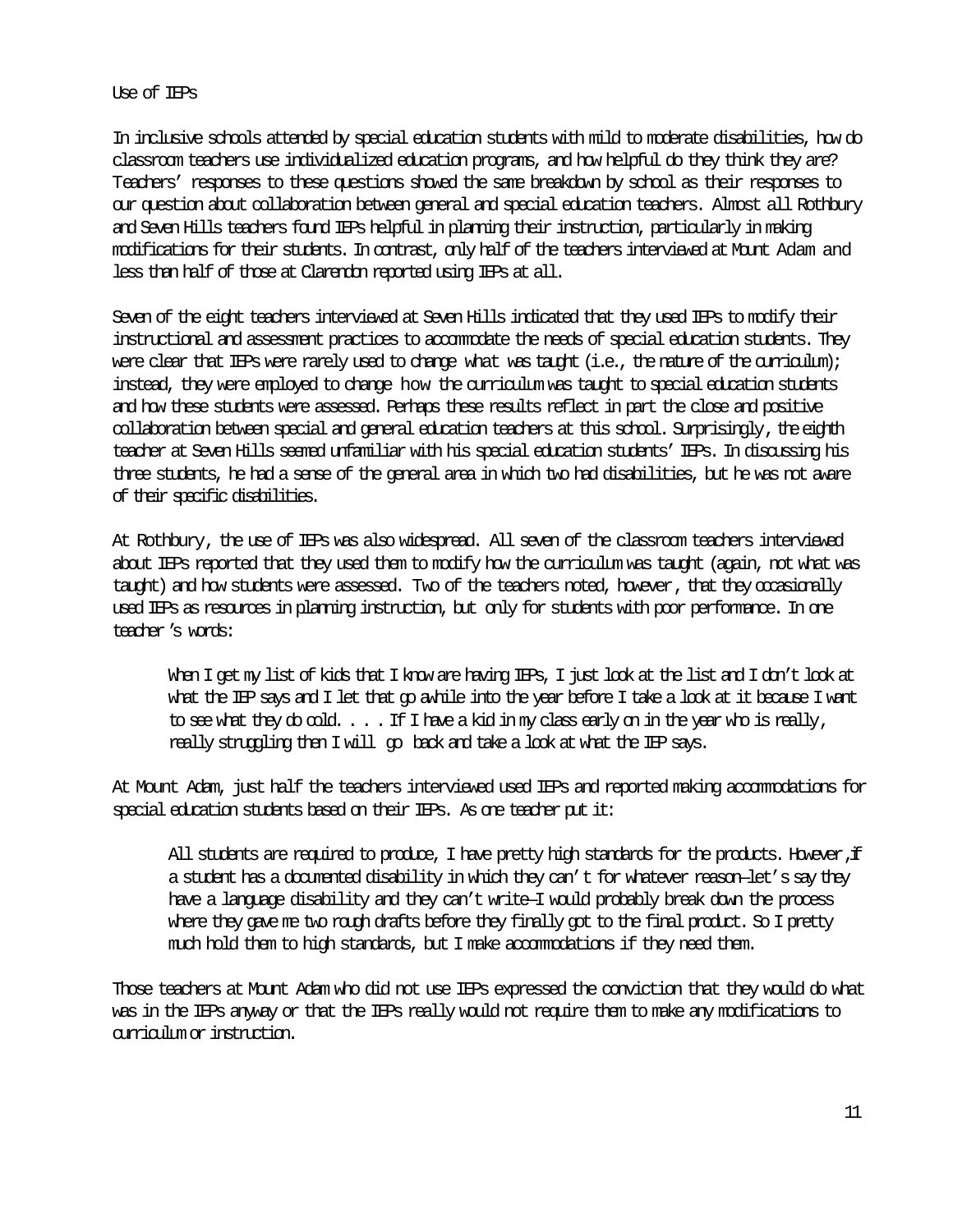## Use of IEPs

In inclusive schools attended by special education students with mild to moderate disabilities, how do classroom teachers use individualized education programs, and how helpful do they think they are? Teachers' responses to these questions showed the same breakdown by school as their responses to our question about collaboration between general and special education teachers. Almost all Rothbury and Seven Hills teachers found IEPs helpful in planning their instruction, particularly in making modifications for their students. In contrast, only half of the teachers interviewed at Mount Adam and less than half of those at Clarendon reported using IEPs at all.

Seven of the eight teachers interviewed at Seven Hills indicated that they used IEPs to modify their instructional and assessment practices to accommodate the needs of special education students. They were clear that IEPs were rarely used to change *what* was taught (i.e., the nature of the curriculum); instead, they were employed to change *how* the curriculum was taught to special education students and how these students were assessed. Perhaps these results reflect in part the close and positive collaboration between special and general education teachers at this school. Surprisingly, the eighth teacher at Seven Hills seemed unfamiliar with his special education students' IEPs. In discussing his three students, he had a sense of the general area in which two had disabilities, but he was not aware of their specific disabilities.

At Rothbury, the use of IEPs was also widespread. All seven of the classroom teachers interviewed about IEPs reported that they used them to modify how the curriculum was taught (again, not what was taught) and how students were assessed. Two of the teachers noted, however, that they occasionally used IEPs as resources in planning instruction, but only for students with poor performance. In one teacher's words:

> When I get my list of kids that I know are having IEPs, I just look at the list and I don't look at what the IEP says and I let that go awhile into the year before I take a look at it because I want to see what they do cold. . . . If I have a kid in my class early on in the year who is really, really struggling then I will go back and take a look at what the IEP says.

At Mount Adam, just half the teachers interviewed used IEPs and reported making accommodations for special education students based on their IEPs. As one teacher put it:

> All students are required to produce, I have pretty high standards for the products. However, if a student has a documented disability in which they can't for whatever reason—let's say they have a language disability and they can't write—I would probably break down the process where they gave me two rough drafts before they finally got to the final product. So I pretty much hold them to high standards, but I make accommodations if they need them.

Those teachers at Mount Adam who did not use IEPs expressed the conviction that they would do what was in the IEPs anyway or that the IEPs really would not require them to make any modifications to curriculum or instruction.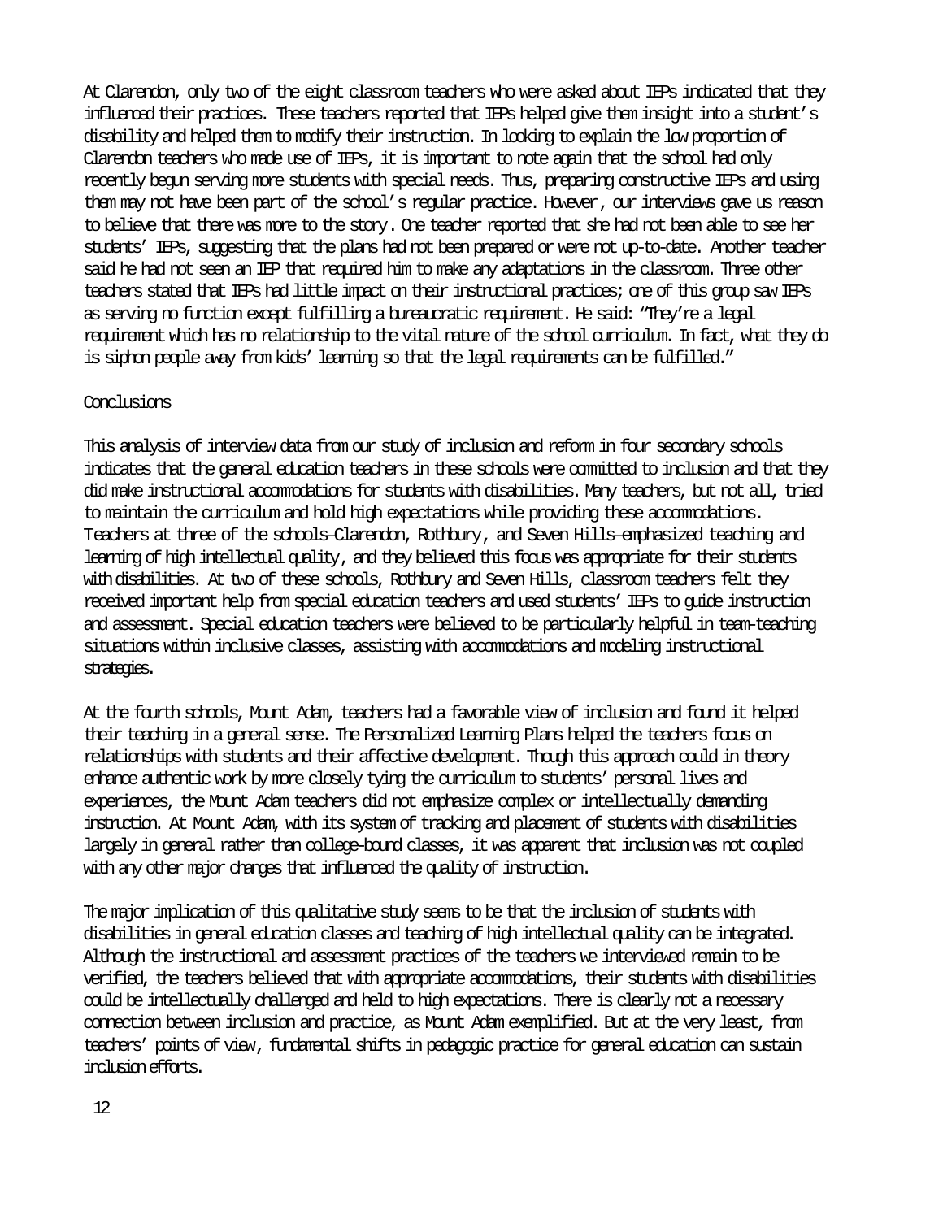At Clarendon, only two of the eight classroom teachers who were asked about IEPs indicated that they influenced their practices. These teachers reported that IEPs helped give them insight into a student's disability and helped them to modify their instruction. In looking to explain the low proportion of Clarendon teachers who made use of IEPs, it is important to note again that the school had only recently begun serving more students with special needs. Thus, preparing constructive IEPs and using them may not have been part of the school's regular practice. However, our interviews gave us reason to believe that there was more to the story. One teacher reported that she had not been able to see her students' IEPs, suggesting that the plans had not been prepared or were not up-to-date. Another teacher said he had not seen an IEP that required him to make any adaptations in the classroom. Three other teachers stated that IEPs had little impact on their instructional practices; one of this group saw IEPs as serving no function except fulfilling a bureaucratic requirement. He said: "They're a legal requirement which has no relationship to the vital nature of the school curriculum. In fact, what they do is siphon people away from kids' learning so that the legal requirements can be fulfilled."

## Conclusions

This analysis of interview data from our study of inclusion and reform in four secondary schools indicates that the general education teachers in these schools were committed to inclusion and that they did make instructional accommodations for students with disabilities. Many teachers, but not all, tried to maintain the curriculum and hold high expectations while providing these accommodations. Teachers at three of the schools—Clarendon, Rothbury, and Seven Hills—emphasized teaching and learning of high intellectual quality, and they believed this focus was appropriate for their students with disabilities. At two of these schools, Rothbury and Seven Hills, classroom teachers felt they received important help from special education teachers and used students' IEPs to guide instruction and assessment. Special education teachers were believed to be particularly helpful in team-teaching situations within inclusive classes, assisting with accommodations and modeling instructional strategies.

At the fourth schools, Mount Adam, teachers had a favorable view of inclusion and found it helped their teaching in a general sense. The Personalized Learning Plans helped the teachers focus on relationships with students and their affective development. Though this approach could in theory enhance authentic work by more closely tying the curriculum to students' personal lives and experiences, the Mount Adam teachers did not emphasize complex or intellectually demanding instruction. At Mount Adam, with its system of tracking and placement of students with disabilities largely in general rather than college-bound classes, it was apparent that inclusion was not coupled with any other major changes that influenced the quality of instruction.

The major implication of this qualitative study seems to be that the inclusion of students with disabilities in general education classes and teaching of high intellectual quality can be integrated. Although the instructional and assessment practices of the teachers we interviewed remain to be verified, the teachers believed that with appropriate accommodations, their students with disabilities could be intellectually challenged and held to high expectations. There is clearly not a necessary connection between inclusion and practice, as Mount Adam exemplified. But at the very least, from teachers' points of view, fundamental shifts in pedagogic practice for general education can sustain inclusion efforts.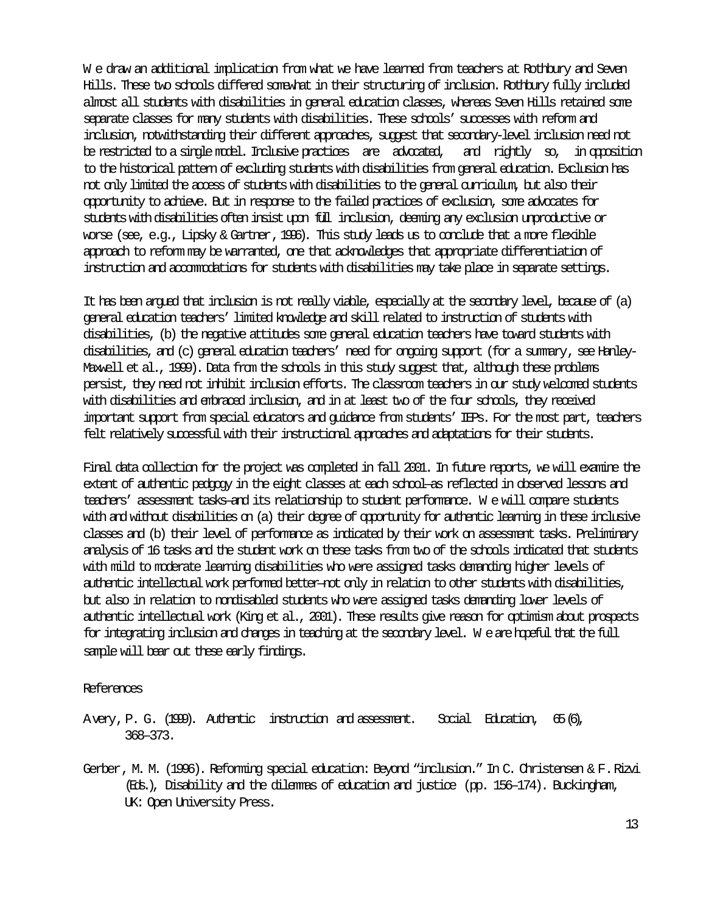We draw an additional implication from what we have learned from teachers at Rothbury and Seven Hills. These two schools differed somewhat in their structuring of inclusion. Rothbury fully included almost all students with disabilities in general education classes, whereas Seven Hills retained some separate classes for many students with disabilities. These schools' successes with reform and inclusion, notwithstanding their different approaches, suggest that secondary-level inclusion need not be restricted to a single model. Inclusive practices are advocated, and rightly so, in opposition to the historical pattern of excluding students with disabilities from general education. Exclusion has not only limited the access of students with disabilities to the general curriculum, but also their opportunity to achieve. But in response to the failed practices of exclusion, some advocates for students with disabilities often insist upon full inclusion, deeming any exclusion unproductive or worse (see, e.g., Lipsky & Gartner, 1996). This study leads us to conclude that a more flexible approach to reform may be warranted, one that acknowledges that appropriate differentiation of instruction and accommodations for students with disabilities may take place in separate settings.

It has been argued that inclusion is not really viable, especially at the secondary level, because of (a) general education teachers' limited knowledge and skill related to instruction of students with disabilities, (b) the negative attitudes some general education teachers have toward students with disabilities, and (c) general education teachers' need for ongoing support (for a summary, see Hanley-Maxwell et al., 1999). Data from the schools in this study suggest that, although these problems persist, they need not inhibit inclusion efforts. The classroom teachers in our study welcomed students with disabilities and embraced inclusion, and in at least two of the four schools, they received important support from special educators and guidance from students' IEPs. For the most part, teachers felt relatively successful with their instructional approaches and adaptations for their students.

Final data collection for the project was completed in fall 2001. In future reports, we will examine the extent of authentic pedgogy in the eight classes at each school—as reflected in observed lessons and teachers' assessment tasks—and its relationship to student performance. We will compare students with and without disabilities on (a) their degree of opportunity for authentic learning in these inclusive classes and (b) their level of performance as indicated by their work on assessment tasks. Preliminary analysis of 16 tasks and the student work on these tasks from two of the schools indicated that students with mild to moderate learning disabilities who were assigned tasks demanding higher levels of authentic intellectual work performed better—not only in relation to other students with disabilities, but also in relation to nondisabled students who were assigned tasks demanding lower levels of authentic intellectual work (King et al., 2001). These results give reason for optimism about prospects for integrating inclusion and changes in teaching at the secondary level. We are hopeful that the full sample will bear out these early findings.

References

Avery, P. G. (1999). Authentic instruction and assessment. *Social Education, 65*(6), 368–373.

Gerber, M. M. (1996). Reforming special education: Beyond "inclusion." In C. Christensen & F. Rizvi (Eds.), *Disability and the dilemmas of education and justice* (pp. 156–174). Buckingham, UK: Open University Press.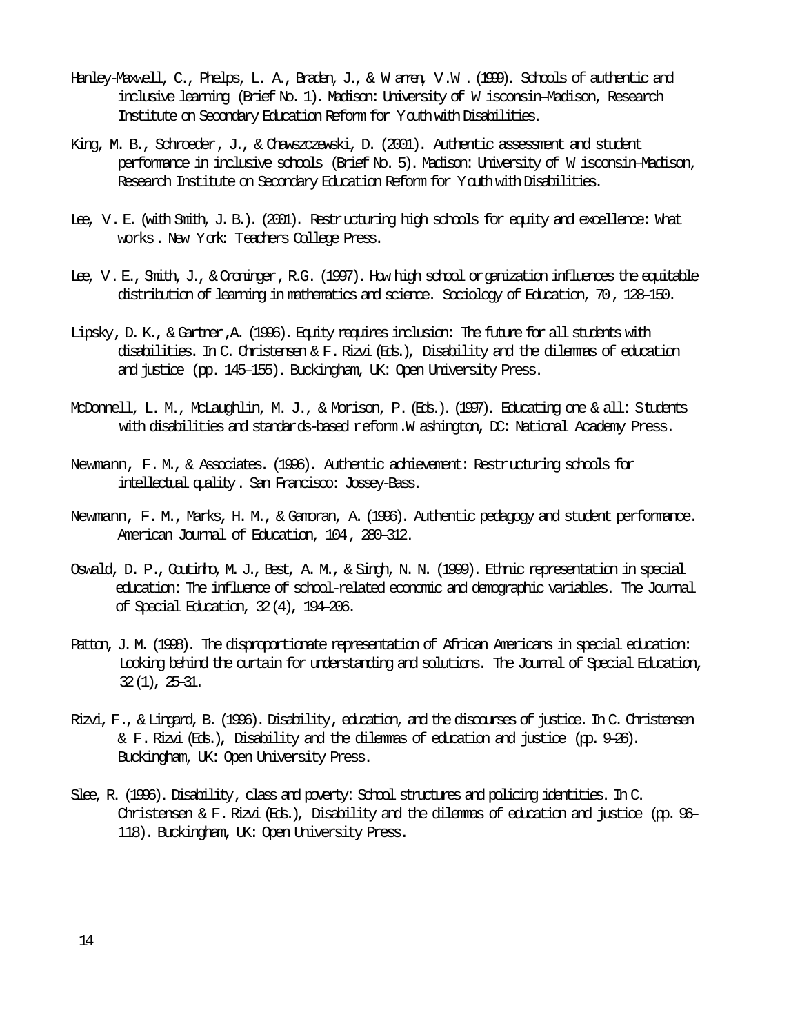Hanley-Maxwell, C., Phelps, L. A., Braden, J., & Warren, V. W. (1999). Schools of authentic and inclusive learning (Brief No. 1). Madison: University of Wisconsin–Madison, Research Institute on Secondary Education Reform for Youth with Disabilities.

King, M. B., Schroeder, J., & Chawszczewski, D. (2001). Authentic assessment and student performance in inclusive schools (Brief No. 5). Madison: University of Wisconsin–Madison, Research Institute on Secondary Education Reform for Youth with Disabilities.

Lee, V. E. (with Smith, J. B.). (2001). Restructuring high schools for equity and excellence: What works. New York: Teachers College Press.

Lee, V. E., Smith, J., & Croninger, R.G. (1997). How high school organization influences the equitable distribution of learning in mathematics and science. Sociology of Education, 70, 128–150.

Lipsky, D. K., & Gartner, A. (1996). Equity requires inclusion: The future for all students with disabilities. In C. Christensen & F. Rizvi (Eds.), Disability and the dilemmas of education and justice (pp. 145–155). Buckingham, UK: Open University Press.

McDonnell, L. M., McLaughlin, M. J., & Morison, P. (Eds.). (1997). Educating one & all: Students with disabilities and standards-based reform. Washington, DC: National Academy Press.

Newmann, F. M., & Associates. (1996). Authentic achievement: Restructuring schools for intellectual quality. San Francisco: Jossey-Bass.

Newmann, F. M., Marks, H. M., & Gamoran, A. (1996). Authentic pedagogy and student performance. American Journal of Education, 104, 280–312.

Oswald, D. P., Coutinho, M. J., Best, A. M., & Singh, N. N. (1999). Ethnic representation in special education: The influence of school-related economic and demographic variables. The Journal of Special Education, 32(4), 194–206.

Patton, J. M. (1998). The disproportionate representation of African Americans in special education: Looking behind the curtain for understanding and solutions. The Journal of Special Education, 32(1), 25–31.

Rizvi, F., & Lingard, B. (1996). Disability, education, and the discourses of justice. In C. Christensen & F. Rizvi (Eds.), Disability and the dilemmas of education and justice (pp. 9–26). Buckingham, UK: Open University Press.

Slee, R. (1996). Disability, class and poverty: School structures and policing identities. In C. Christensen & F. Rizvi (Eds.), Disability and the dilemmas of education and justice (pp. 96–118). Buckingham, UK: Open University Press.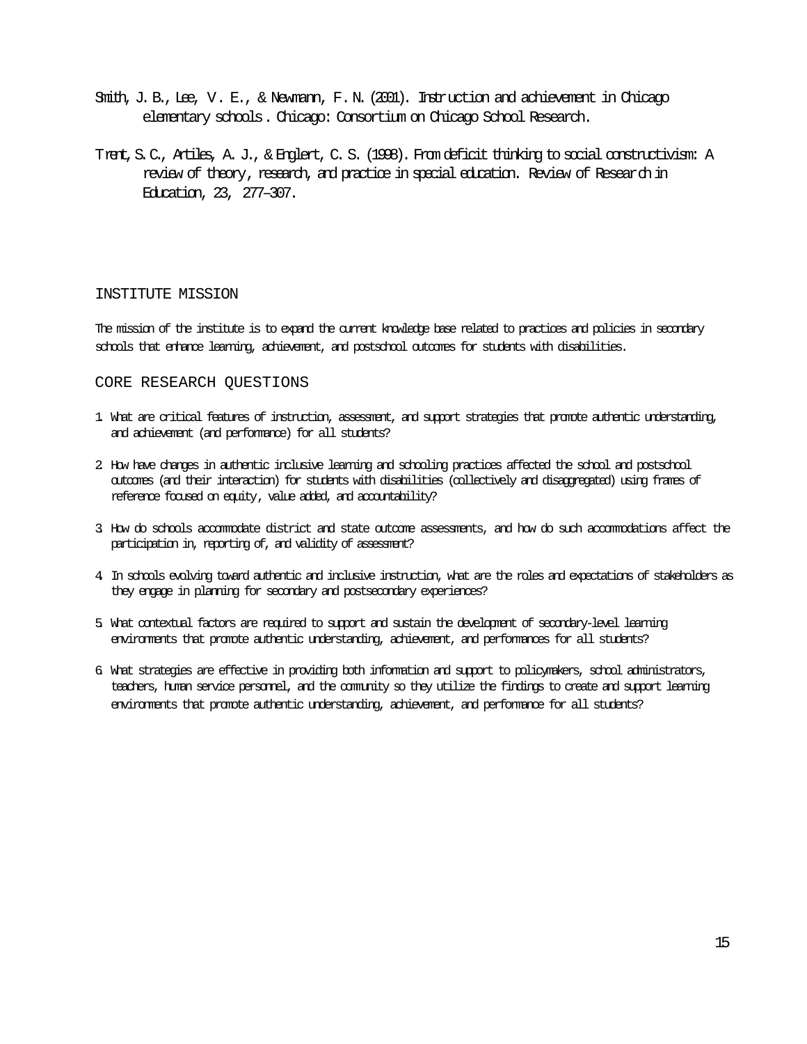Smith, J. B., Lee, V. E., & Newmann, F. N. (2001). *Instruction and achievement in Chicago elementary schools*. Chicago: Consortium on Chicago School Research.

Trent, S. C., Artiles, A. J., & Englert, C. S. (1998). From deficit thinking to social constructivism: A review of theory, research, and practice in special education. *Review of Research in Education, 23*, 277–307.

## INSTITUTE MISSION

The mission of the institute is to expand the current knowledge base related to practices and policies in secondary schools that enhance learning, achievement, and postschool outcomes for students with disabilities.

## CORE RESEARCH QUESTIONS

1. What are critical features of instruction, assessment, and support strategies that promote authentic understanding, and achievement (and performance) for all students?
2. How have changes in authentic inclusive learning and schooling practices affected the school and postschool outcomes (and their interaction) for students with disabilities (collectively and disaggregated) using frames of reference focused on equity, value added, and accountability?
3. How do schools accommodate district and state outcome assessments, and how do such accommodations affect the participation in, reporting of, and validity of assessment?
4. In schools evolving toward authentic and inclusive instruction, what are the roles and expectations of stakeholders as they engage in planning for secondary and postsecondary experiences?
5. What contextual factors are required to support and sustain the development of secondary-level learning environments that promote authentic understanding, achievement, and performances for all students?
6. What strategies are effective in providing both information and support to policymakers, school administrators, teachers, human service personnel, and the community so they utilize the findings to create and support learning environments that promote authentic understanding, achievement, and performance for all students?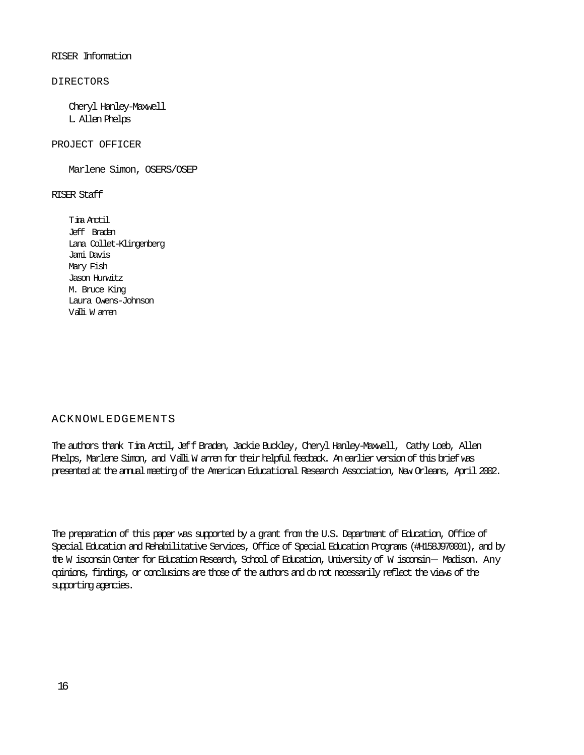RISER Information

DIRECTORS

Cheryl Hanley-Maxwell
L. Allen Phelps

PROJECT OFFICER

Marlene Simon, OSERS/OSEP

RISER Staff

Tina Anctil
Jeff Braden
Lana Collet-Klingenberg
Jami Davis
Mary Fish
Jason Hurwitz
M. Bruce King
Laura Owens-Johnson
Valli Warren

## ACKNOWLEDGEMENTS

The authors thank Tina Anctil, Jeff Braden, Jackie Buckley, Cheryl Hanley-Maxwell, Cathy Loeb, Allen Phelps, Marlene Simon, and Valli Warren for their helpful feedback. An earlier version of this brief was presented at the annual meeting of the American Educational Research Association, New Orleans, April 2002.

The preparation of this paper was supported by a grant from the U.S. Department of Education, Office of Special Education and Rehabilitative Services, Office of Special Education Programs (#H158J970001), and by the Wisconsin Center for Education Research, School of Education, University of Wisconsin–Madison. Any opinions, findings, or conclusions are those of the authors and do not necessarily reflect the views of the supporting agencies.